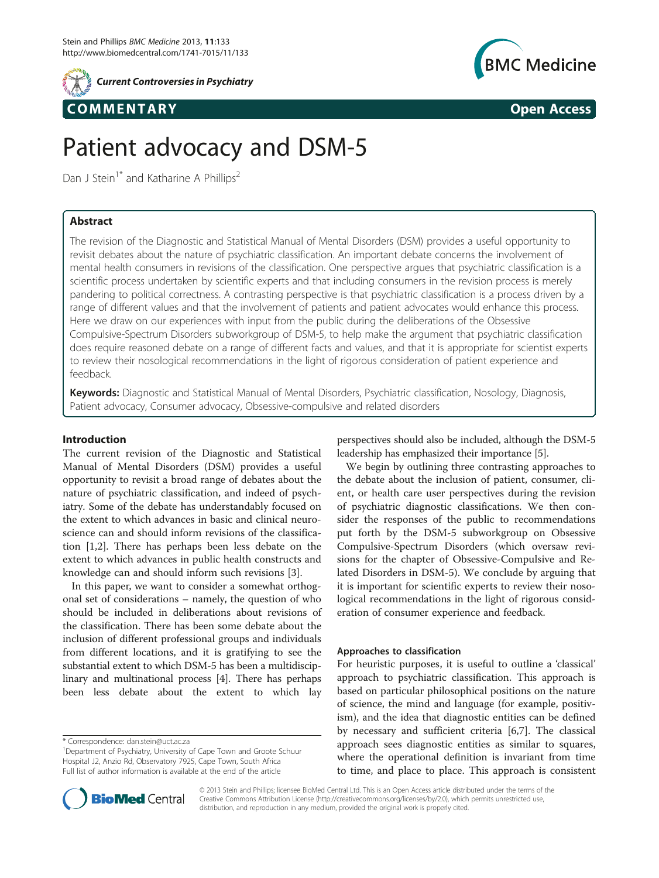Current Controversies in Psychiatry

**COMMENTARY** **Open Access**

# Patient advocacy and DSM-5

Dan J Stein[1*] and Katharine A Phillips[2]

## Abstract

The revision of the Diagnostic and Statistical Manual of Mental Disorders (DSM) provides a useful opportunity to revisit debates about the nature of psychiatric classification. An important debate concerns the involvement of mental health consumers in revisions of the classification. One perspective argues that psychiatric classification is a scientific process undertaken by scientific experts and that including consumers in the revision process is merely pandering to political correctness. A contrasting perspective is that psychiatric classification is a process driven by a range of different values and that the involvement of patients and patient advocates would enhance this process. Here we draw on our experiences with input from the public during the deliberations of the Obsessive Compulsive-Spectrum Disorders subworkgroup of DSM-5, to help make the argument that psychiatric classification does require reasoned debate on a range of different facts and values, and that it is appropriate for scientist experts to review their nosological recommendations in the light of rigorous consideration of patient experience and feedback.

**Keywords:** Diagnostic and Statistical Manual of Mental Disorders, Psychiatric classification, Nosology, Diagnosis, Patient advocacy, Consumer advocacy, Obsessive-compulsive and related disorders

## Introduction

The current revision of the Diagnostic and Statistical Manual of Mental Disorders (DSM) provides a useful opportunity to revisit a broad range of debates about the nature of psychiatric classification, and indeed of psychiatry. Some of the debate has understandably focused on the extent to which advances in basic and clinical neuroscience can and should inform revisions of the classification [1,2]. There has perhaps been less debate on the extent to which advances in public health constructs and knowledge can and should inform such revisions [3].

In this paper, we want to consider a somewhat orthogonal set of considerations – namely, the question of who should be included in deliberations about revisions of the classification. There has been some debate about the inclusion of different professional groups and individuals from different locations, and it is gratifying to see the substantial extent to which DSM-5 has been a multidisciplinary and multinational process [4]. There has perhaps been less debate about the extent to which lay perspectives should also be included, although the DSM-5 leadership has emphasized their importance [5].

We begin by outlining three contrasting approaches to the debate about the inclusion of patient, consumer, client, or health care user perspectives during the revision of psychiatric diagnostic classifications. We then consider the responses of the public to recommendations put forth by the DSM-5 subworkgroup on Obsessive Compulsive-Spectrum Disorders (which oversaw revisions for the chapter of Obsessive-Compulsive and Related Disorders in DSM-5). We conclude by arguing that it is important for scientific experts to review their nosological recommendations in the light of rigorous consideration of consumer experience and feedback.

### Approaches to classification

For heuristic purposes, it is useful to outline a 'classical' approach to psychiatric classification. This approach is based on particular philosophical positions on the nature of science, the mind and language (for example, positivism), and the idea that diagnostic entities can be defined by necessary and sufficient criteria [6,7]. The classical approach sees diagnostic entities as similar to squares, where the operational definition is invariant from time to time, and place to place. This approach is consistent

\* Correspondence: dan.stein@uct.ac.za
[1]Department of Psychiatry, University of Cape Town and Groote Schuur Hospital J2, Anzio Rd, Observatory 7925, Cape Town, South Africa
Full list of author information is available at the end of the article

© 2013 Stein and Phillips; licensee BioMed Central Ltd. This is an Open Access article distributed under the terms of the Creative Commons Attribution License (http://creativecommons.org/licenses/by/2.0), which permits unrestricted use, distribution, and reproduction in any medium, provided the original work is properly cited.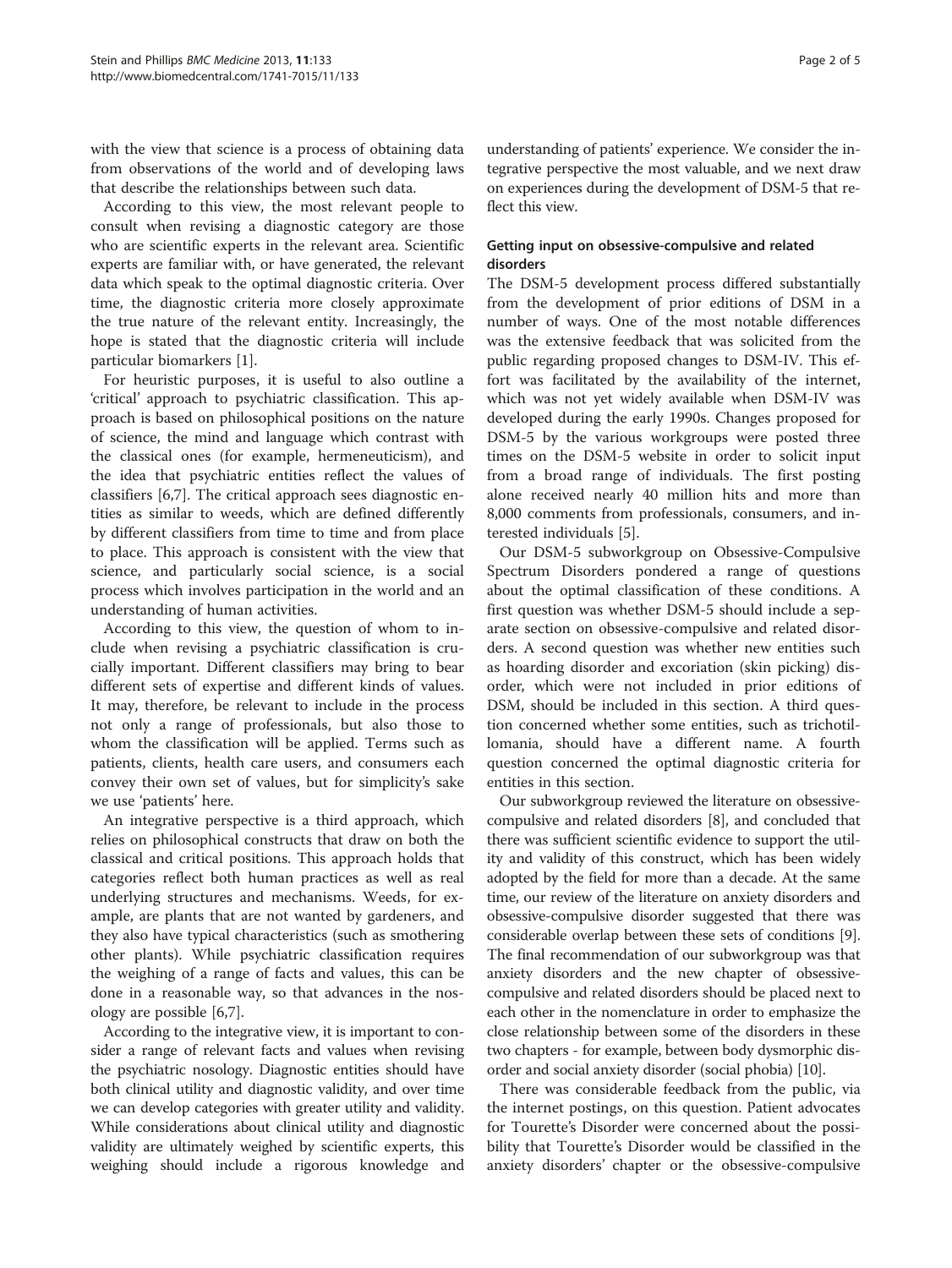with the view that science is a process of obtaining data from observations of the world and of developing laws that describe the relationships between such data.

According to this view, the most relevant people to consult when revising a diagnostic category are those who are scientific experts in the relevant area. Scientific experts are familiar with, or have generated, the relevant data which speak to the optimal diagnostic criteria. Over time, the diagnostic criteria more closely approximate the true nature of the relevant entity. Increasingly, the hope is stated that the diagnostic criteria will include particular biomarkers [1].

For heuristic purposes, it is useful to also outline a 'critical' approach to psychiatric classification. This approach is based on philosophical positions on the nature of science, the mind and language which contrast with the classical ones (for example, hermeneuticism), and the idea that psychiatric entities reflect the values of classifiers [6,7]. The critical approach sees diagnostic entities as similar to weeds, which are defined differently by different classifiers from time to time and from place to place. This approach is consistent with the view that science, and particularly social science, is a social process which involves participation in the world and an understanding of human activities.

According to this view, the question of whom to include when revising a psychiatric classification is crucially important. Different classifiers may bring to bear different sets of expertise and different kinds of values. It may, therefore, be relevant to include in the process not only a range of professionals, but also those to whom the classification will be applied. Terms such as patients, clients, health care users, and consumers each convey their own set of values, but for simplicity's sake we use 'patients' here.

An integrative perspective is a third approach, which relies on philosophical constructs that draw on both the classical and critical positions. This approach holds that categories reflect both human practices as well as real underlying structures and mechanisms. Weeds, for example, are plants that are not wanted by gardeners, and they also have typical characteristics (such as smothering other plants). While psychiatric classification requires the weighing of a range of facts and values, this can be done in a reasonable way, so that advances in the nosology are possible [6,7].

According to the integrative view, it is important to consider a range of relevant facts and values when revising the psychiatric nosology. Diagnostic entities should have both clinical utility and diagnostic validity, and over time we can develop categories with greater utility and validity. While considerations about clinical utility and diagnostic validity are ultimately weighed by scientific experts, this weighing should include a rigorous knowledge and understanding of patients' experience. We consider the integrative perspective the most valuable, and we next draw on experiences during the development of DSM-5 that reflect this view.

## Getting input on obsessive-compulsive and related disorders

The DSM-5 development process differed substantially from the development of prior editions of DSM in a number of ways. One of the most notable differences was the extensive feedback that was solicited from the public regarding proposed changes to DSM-IV. This effort was facilitated by the availability of the internet, which was not yet widely available when DSM-IV was developed during the early 1990s. Changes proposed for DSM-5 by the various workgroups were posted three times on the DSM-5 website in order to solicit input from a broad range of individuals. The first posting alone received nearly 40 million hits and more than 8,000 comments from professionals, consumers, and interested individuals [5].

Our DSM-5 subworkgroup on Obsessive-Compulsive Spectrum Disorders pondered a range of questions about the optimal classification of these conditions. A first question was whether DSM-5 should include a separate section on obsessive-compulsive and related disorders. A second question was whether new entities such as hoarding disorder and excoriation (skin picking) disorder, which were not included in prior editions of DSM, should be included in this section. A third question concerned whether some entities, such as trichotillomania, should have a different name. A fourth question concerned the optimal diagnostic criteria for entities in this section.

Our subworkgroup reviewed the literature on obsessive-compulsive and related disorders [8], and concluded that there was sufficient scientific evidence to support the utility and validity of this construct, which has been widely adopted by the field for more than a decade. At the same time, our review of the literature on anxiety disorders and obsessive-compulsive disorder suggested that there was considerable overlap between these sets of conditions [9]. The final recommendation of our subworkgroup was that anxiety disorders and the new chapter of obsessive-compulsive and related disorders should be placed next to each other in the nomenclature in order to emphasize the close relationship between some of the disorders in these two chapters - for example, between body dysmorphic disorder and social anxiety disorder (social phobia) [10].

There was considerable feedback from the public, via the internet postings, on this question. Patient advocates for Tourette's Disorder were concerned about the possibility that Tourette's Disorder would be classified in the anxiety disorders' chapter or the obsessive-compulsive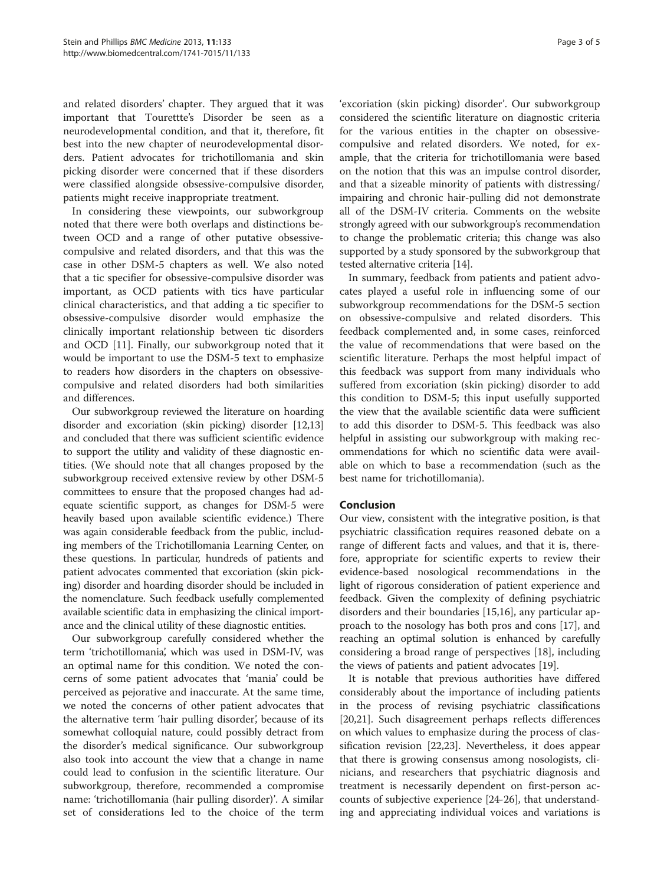and related disorders' chapter. They argued that it was important that Tourettte's Disorder be seen as a neurodevelopmental condition, and that it, therefore, fit best into the new chapter of neurodevelopmental disorders. Patient advocates for trichotillomania and skin picking disorder were concerned that if these disorders were classified alongside obsessive-compulsive disorder, patients might receive inappropriate treatment.

In considering these viewpoints, our subworkgroup noted that there were both overlaps and distinctions between OCD and a range of other putative obsessive-compulsive and related disorders, and that this was the case in other DSM-5 chapters as well. We also noted that a tic specifier for obsessive-compulsive disorder was important, as OCD patients with tics have particular clinical characteristics, and that adding a tic specifier to obsessive-compulsive disorder would emphasize the clinically important relationship between tic disorders and OCD [11]. Finally, our subworkgroup noted that it would be important to use the DSM-5 text to emphasize to readers how disorders in the chapters on obsessive-compulsive and related disorders had both similarities and differences.

Our subworkgroup reviewed the literature on hoarding disorder and excoriation (skin picking) disorder [12,13] and concluded that there was sufficient scientific evidence to support the utility and validity of these diagnostic entities. (We should note that all changes proposed by the subworkgroup received extensive review by other DSM-5 committees to ensure that the proposed changes had adequate scientific support, as changes for DSM-5 were heavily based upon available scientific evidence.) There was again considerable feedback from the public, including members of the Trichotillomania Learning Center, on these questions. In particular, hundreds of patients and patient advocates commented that excoriation (skin picking) disorder and hoarding disorder should be included in the nomenclature. Such feedback usefully complemented available scientific data in emphasizing the clinical importance and the clinical utility of these diagnostic entities.

Our subworkgroup carefully considered whether the term 'trichotillomania', which was used in DSM-IV, was an optimal name for this condition. We noted the concerns of some patient advocates that 'mania' could be perceived as pejorative and inaccurate. At the same time, we noted the concerns of other patient advocates that the alternative term 'hair pulling disorder', because of its somewhat colloquial nature, could possibly detract from the disorder's medical significance. Our subworkgroup also took into account the view that a change in name could lead to confusion in the scientific literature. Our subworkgroup, therefore, recommended a compromise name: 'trichotillomania (hair pulling disorder)'. A similar set of considerations led to the choice of the term 'excoriation (skin picking) disorder'. Our subworkgroup considered the scientific literature on diagnostic criteria for the various entities in the chapter on obsessive-compulsive and related disorders. We noted, for example, that the criteria for trichotillomania were based on the notion that this was an impulse control disorder, and that a sizeable minority of patients with distressing/impairing and chronic hair-pulling did not demonstrate all of the DSM-IV criteria. Comments on the website strongly agreed with our subworkgroup's recommendation to change the problematic criteria; this change was also supported by a study sponsored by the subworkgroup that tested alternative criteria [14].

In summary, feedback from patients and patient advocates played a useful role in influencing some of our subworkgroup recommendations for the DSM-5 section on obsessive-compulsive and related disorders. This feedback complemented and, in some cases, reinforced the value of recommendations that were based on the scientific literature. Perhaps the most helpful impact of this feedback was support from many individuals who suffered from excoriation (skin picking) disorder to add this condition to DSM-5; this input usefully supported the view that the available scientific data were sufficient to add this disorder to DSM-5. This feedback was also helpful in assisting our subworkgroup with making recommendations for which no scientific data were available on which to base a recommendation (such as the best name for trichotillomania).

## Conclusion

Our view, consistent with the integrative position, is that psychiatric classification requires reasoned debate on a range of different facts and values, and that it is, therefore, appropriate for scientific experts to review their evidence-based nosological recommendations in the light of rigorous consideration of patient experience and feedback. Given the complexity of defining psychiatric disorders and their boundaries [15,16], any particular approach to the nosology has both pros and cons [17], and reaching an optimal solution is enhanced by carefully considering a broad range of perspectives [18], including the views of patients and patient advocates [19].

It is notable that previous authorities have differed considerably about the importance of including patients in the process of revising psychiatric classifications [20,21]. Such disagreement perhaps reflects differences on which values to emphasize during the process of classification revision [22,23]. Nevertheless, it does appear that there is growing consensus among nosologists, clinicians, and researchers that psychiatric diagnosis and treatment is necessarily dependent on first-person accounts of subjective experience [24-26], that understanding and appreciating individual voices and variations is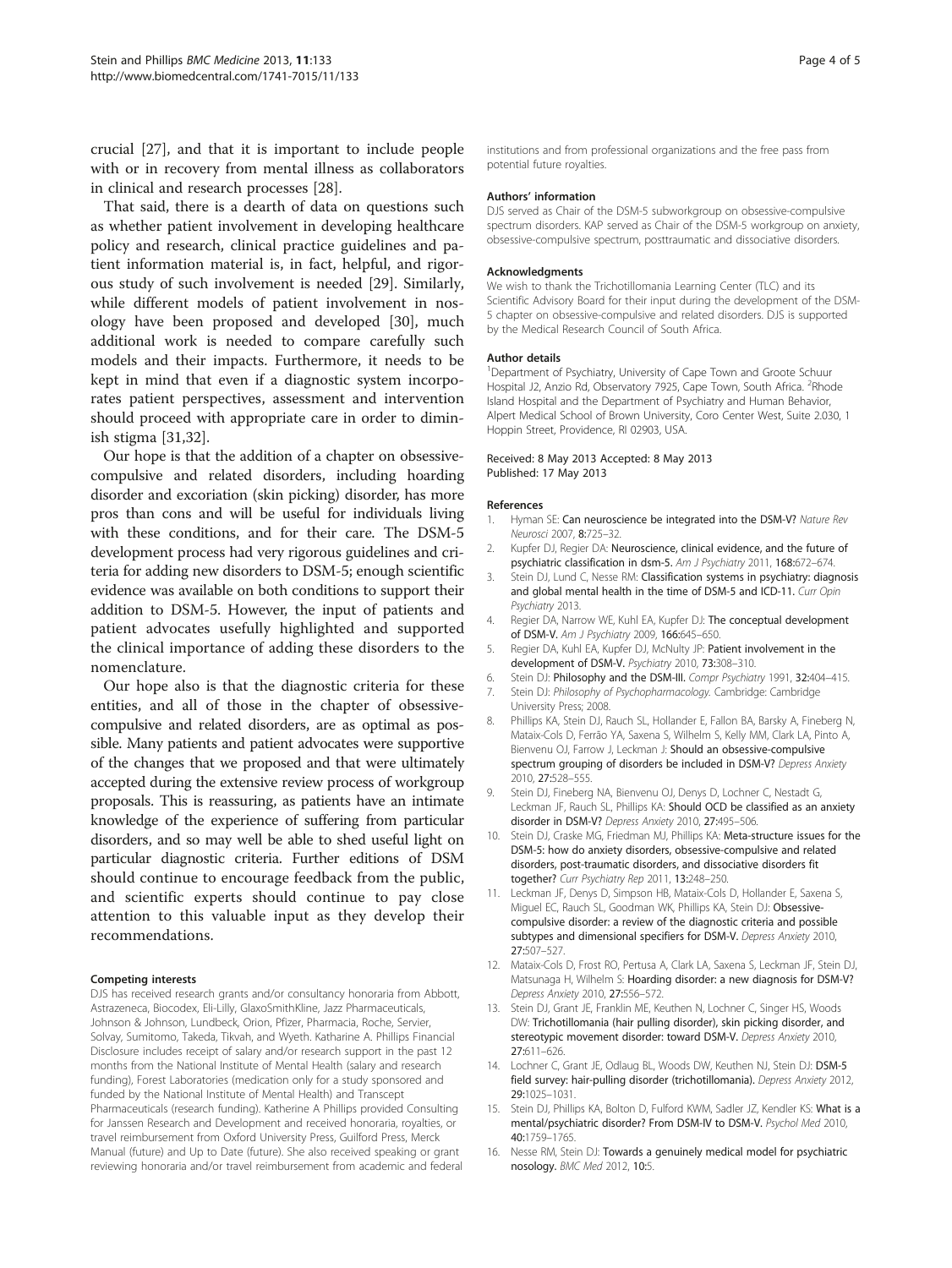crucial [27], and that it is important to include people with or in recovery from mental illness as collaborators in clinical and research processes [28].

That said, there is a dearth of data on questions such as whether patient involvement in developing healthcare policy and research, clinical practice guidelines and patient information material is, in fact, helpful, and rigorous study of such involvement is needed [29]. Similarly, while different models of patient involvement in nosology have been proposed and developed [30], much additional work is needed to compare carefully such models and their impacts. Furthermore, it needs to be kept in mind that even if a diagnostic system incorporates patient perspectives, assessment and intervention should proceed with appropriate care in order to diminish stigma [31,32].

Our hope is that the addition of a chapter on obsessive-compulsive and related disorders, including hoarding disorder and excoriation (skin picking) disorder, has more pros than cons and will be useful for individuals living with these conditions, and for their care. The DSM-5 development process had very rigorous guidelines and criteria for adding new disorders to DSM-5; enough scientific evidence was available on both conditions to support their addition to DSM-5. However, the input of patients and patient advocates usefully highlighted and supported the clinical importance of adding these disorders to the nomenclature.

Our hope also is that the diagnostic criteria for these entities, and all of those in the chapter of obsessive-compulsive and related disorders, are as optimal as possible. Many patients and patient advocates were supportive of the changes that we proposed and that were ultimately accepted during the extensive review process of workgroup proposals. This is reassuring, as patients have an intimate knowledge of the experience of suffering from particular disorders, and so may well be able to shed useful light on particular diagnostic criteria. Further editions of DSM should continue to encourage feedback from the public, and scientific experts should continue to pay close attention to this valuable input as they develop their recommendations.

#### Competing interests

DJS has received research grants and/or consultancy honoraria from Abbott, Astrazeneca, Biocodex, Eli-Lilly, GlaxoSmithKline, Jazz Pharmaceuticals, Johnson & Johnson, Lundbeck, Orion, Pfizer, Pharmacia, Roche, Servier, Solvay, Sumitomo, Takeda, Tikvah, and Wyeth. Katharine A. Phillips Financial Disclosure includes receipt of salary and/or research support in the past 12 months from the National Institute of Mental Health (salary and research funding), Forest Laboratories (medication only for a study sponsored and funded by the National Institute of Mental Health) and Transcept Pharmaceuticals (research funding). Katherine A Phillips provided Consulting for Janssen Research and Development and received honoraria, royalties, or travel reimbursement from Oxford University Press, Guilford Press, Merck Manual (future) and Up to Date (future). She also received speaking or grant reviewing honoraria and/or travel reimbursement from academic and federal institutions and from professional organizations and the free pass from potential future royalties.

#### Authors' information

DJS served as Chair of the DSM-5 subworkgroup on obsessive-compulsive spectrum disorders. KAP served as Chair of the DSM-5 workgroup on anxiety, obsessive-compulsive spectrum, posttraumatic and dissociative disorders.

#### Acknowledgments

We wish to thank the Trichotillomania Learning Center (TLC) and its Scientific Advisory Board for their input during the development of the DSM-5 chapter on obsessive-compulsive and related disorders. DJS is supported by the Medical Research Council of South Africa.

#### Author details

[1]Department of Psychiatry, University of Cape Town and Groote Schuur Hospital J2, Anzio Rd, Observatory 7925, Cape Town, South Africa. [2]Rhode Island Hospital and the Department of Psychiatry and Human Behavior, Alpert Medical School of Brown University, Coro Center West, Suite 2.030, 1 Hoppin Street, Providence, RI 02903, USA.

Received: 8 May 2013 Accepted: 8 May 2013
Published: 17 May 2013

#### References

1. Hyman SE: **Can neuroscience be integrated into the DSM-V?** *Nature Rev Neurosci* 2007, **8:**725–32.
2. Kupfer DJ, Regier DA: **Neuroscience, clinical evidence, and the future of psychiatric classification in dsm-5.** *Am J Psychiatry* 2011, **168:**672–674.
3. Stein DJ, Lund C, Nesse RM: **Classification systems in psychiatry: diagnosis and global mental health in the time of DSM-5 and ICD-11.** *Curr Opin Psychiatry* 2013.
4. Regier DA, Narrow WE, Kuhl EA, Kupfer DJ: **The conceptual development of DSM-V.** *Am J Psychiatry* 2009, **166:**645–650.
5. Regier DA, Kuhl EA, Kupfer DJ, McNulty JP: **Patient involvement in the development of DSM-V.** *Psychiatry* 2010, **73:**308–310.
6. Stein DJ: **Philosophy and the DSM-III.** *Compr Psychiatry* 1991, **32:**404–415.
7. Stein DJ: *Philosophy of Psychopharmacology.* Cambridge: Cambridge University Press; 2008.
8. Phillips KA, Stein DJ, Rauch SL, Hollander E, Fallon BA, Barsky A, Fineberg N, Mataix-Cols D, Ferrão YA, Saxena S, Wilhelm S, Kelly MM, Clark LA, Pinto A, Bienvenu OJ, Farrow J, Leckman J: **Should an obsessive-compulsive spectrum grouping of disorders be included in DSM-V?** *Depress Anxiety* 2010, **27:**528–555.
9. Stein DJ, Fineberg NA, Bienvenu OJ, Denys D, Lochner C, Nestadt G, Leckman JF, Rauch SL, Phillips KA: **Should OCD be classified as an anxiety disorder in DSM-V?** *Depress Anxiety* 2010, **27:**495–506.
10. Stein DJ, Craske MG, Friedman MJ, Phillips KA: **Meta-structure issues for the DSM-5: how do anxiety disorders, obsessive-compulsive and related disorders, post-traumatic disorders, and dissociative disorders fit together?** *Curr Psychiatry Rep* 2011, **13:**248–250.
11. Leckman JF, Denys D, Simpson HB, Mataix-Cols D, Hollander E, Saxena S, Miguel EC, Rauch SL, Goodman WK, Phillips KA, Stein DJ: **Obsessive-compulsive disorder: a review of the diagnostic criteria and possible subtypes and dimensional specifiers for DSM-V.** *Depress Anxiety* 2010, **27:**507–527.
12. Mataix-Cols D, Frost RO, Pertusa A, Clark LA, Saxena S, Leckman JF, Stein DJ, Matsunaga H, Wilhelm S: **Hoarding disorder: a new diagnosis for DSM-V?** *Depress Anxiety* 2010, **27:**556–572.
13. Stein DJ, Grant JE, Franklin ME, Keuthen N, Lochner C, Singer HS, Woods DW: **Trichotillomania (hair pulling disorder), skin picking disorder, and stereotypic movement disorder: toward DSM-V.** *Depress Anxiety* 2010, **27:**611–626.
14. Lochner C, Grant JE, Odlaug BL, Woods DW, Keuthen NJ, Stein DJ: **DSM-5 field survey: hair-pulling disorder (trichotillomania).** *Depress Anxiety* 2012, **29:**1025–1031.
15. Stein DJ, Phillips KA, Bolton D, Fulford KWM, Sadler JZ, Kendler KS: **What is a mental/psychiatric disorder? From DSM-IV to DSM-V.** *Psychol Med* 2010, **40:**1759–1765.
16. Nesse RM, Stein DJ: **Towards a genuinely medical model for psychiatric nosology.** *BMC Med* 2012, **10:**5.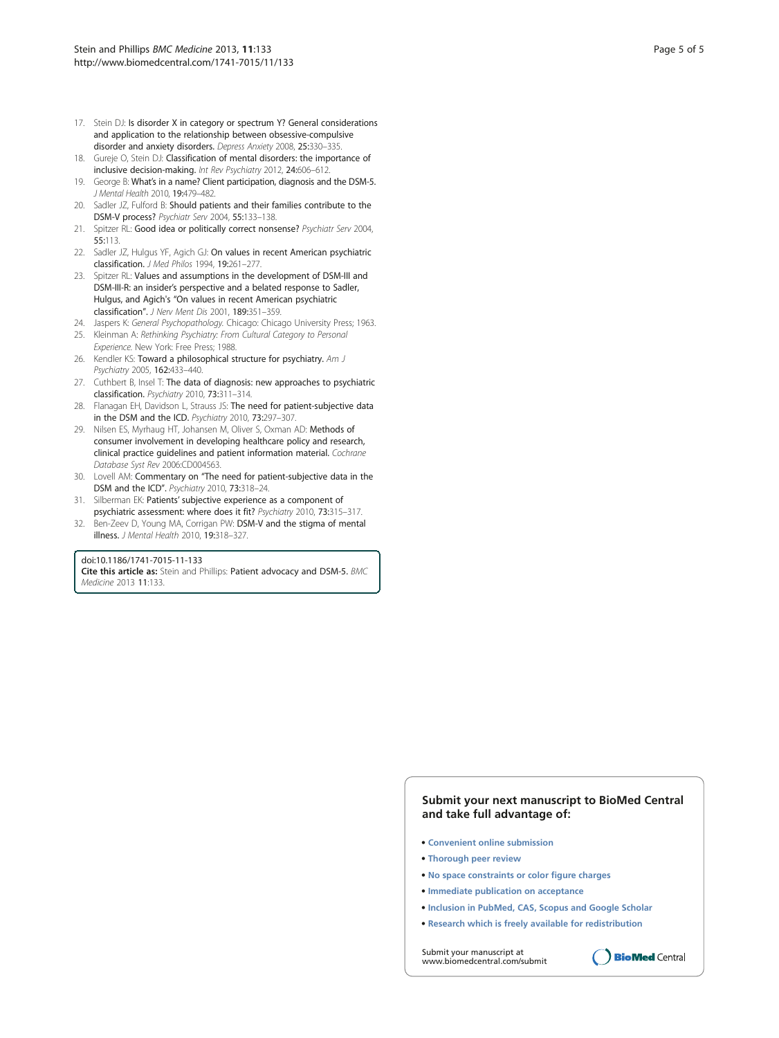17. Stein DJ: Is disorder X in category or spectrum Y? General considerations and application to the relationship between obsessive-compulsive disorder and anxiety disorders. *Depress Anxiety* 2008, **25:**330–335.
18. Gureje O, Stein DJ: Classification of mental disorders: the importance of inclusive decision-making. *Int Rev Psychiatry* 2012, **24:**606–612.
19. George B: What's in a name? Client participation, diagnosis and the DSM-5. *J Mental Health* 2010, **19:**479–482.
20. Sadler JZ, Fulford B: Should patients and their families contribute to the DSM-V process? *Psychiatr Serv* 2004, **55:**133–138.
21. Spitzer RL: Good idea or politically correct nonsense? *Psychiatr Serv* 2004, **55:**113.
22. Sadler JZ, Hulgus YF, Agich GJ: On values in recent American psychiatric classification. *J Med Philos* 1994, **19:**261–277.
23. Spitzer RL: Values and assumptions in the development of DSM-III and DSM-III-R: an insider's perspective and a belated response to Sadler, Hulgus, and Agich's "On values in recent American psychiatric classification". *J Nerv Ment Dis* 2001, **189:**351–359.
24. Jaspers K: *General Psychopathology.* Chicago: Chicago University Press; 1963.
25. Kleinman A: *Rethinking Psychiatry: From Cultural Category to Personal Experience.* New York: Free Press; 1988.
26. Kendler KS: Toward a philosophical structure for psychiatry. *Am J Psychiatry* 2005, **162:**433–440.
27. Cuthbert B, Insel T: The data of diagnosis: new approaches to psychiatric classification. *Psychiatry* 2010, **73:**311–314.
28. Flanagan EH, Davidson L, Strauss JS: The need for patient-subjective data in the DSM and the ICD. *Psychiatry* 2010, **73:**297–307.
29. Nilsen ES, Myrhaug HT, Johansen M, Oliver S, Oxman AD: Methods of consumer involvement in developing healthcare policy and research, clinical practice guidelines and patient information material. *Cochrane Database Syst Rev* 2006:CD004563.
30. Lovell AM: Commentary on "The need for patient-subjective data in the DSM and the ICD". *Psychiatry* 2010, **73:**318–24.
31. Silberman EK: Patients' subjective experience as a component of psychiatric assessment: where does it fit? *Psychiatry* 2010, **73:**315–317.
32. Ben-Zeev D, Young MA, Corrigan PW: DSM-V and the stigma of mental illness. *J Mental Health* 2010, **19:**318–327.

doi:10.1186/1741-7015-11-133
**Cite this article as:** Stein and Phillips: Patient advocacy and DSM-5. *BMC Medicine* 2013 **11**:133.

**Submit your next manuscript to BioMed Central and take full advantage of:**

- **Convenient online submission**
- **Thorough peer review**
- **No space constraints or color figure charges**
- **Immediate publication on acceptance**
- **Inclusion in PubMed, CAS, Scopus and Google Scholar**
- **Research which is freely available for redistribution**

Submit your manuscript at
www.biomedcentral.com/submit

BioMed Central